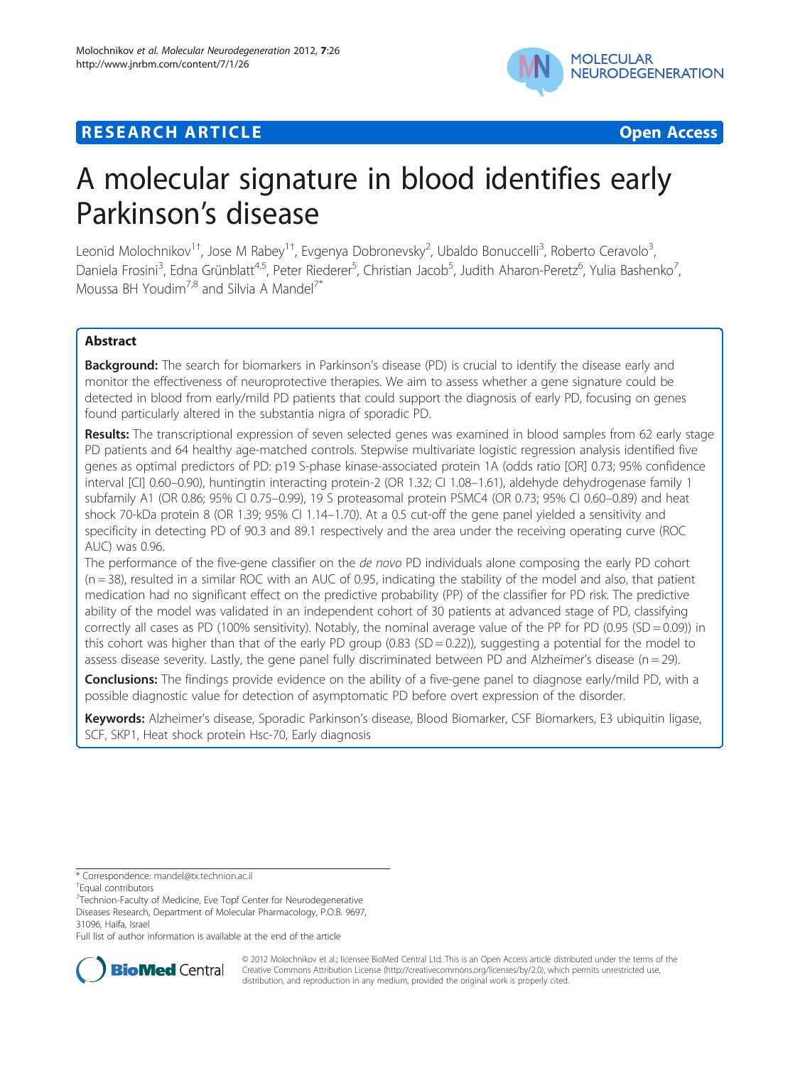**RESEARCH ARTICLE** **Open Access**

# A molecular signature in blood identifies early Parkinson's disease

Leonid Molochnikov[1†], Jose M Rabey[1†], Evgenya Dobronevsky[2], Ubaldo Bonuccelli[3], Roberto Ceravolo[3], Daniela Frosini[3], Edna Grünblatt[4,5], Peter Riederer[5], Christian Jacob[5], Judith Aharon-Peretz[6], Yulia Bashenko[7], Moussa BH Youdim[7,8] and Silvia A Mandel[7*]

## Abstract

**Background:** The search for biomarkers in Parkinson's disease (PD) is crucial to identify the disease early and monitor the effectiveness of neuroprotective therapies. We aim to assess whether a gene signature could be detected in blood from early/mild PD patients that could support the diagnosis of early PD, focusing on genes found particularly altered in the substantia nigra of sporadic PD.

**Results:** The transcriptional expression of seven selected genes was examined in blood samples from 62 early stage PD patients and 64 healthy age-matched controls. Stepwise multivariate logistic regression analysis identified five genes as optimal predictors of PD: p19 S-phase kinase-associated protein 1A (odds ratio [OR] 0.73; 95% confidence interval [CI] 0.60–0.90), huntingtin interacting protein-2 (OR 1.32; CI 1.08–1.61), aldehyde dehydrogenase family 1 subfamily A1 (OR 0.86; 95% CI 0.75–0.99), 19 S proteasomal protein PSMC4 (OR 0.73; 95% CI 0.60–0.89) and heat shock 70-kDa protein 8 (OR 1.39; 95% CI 1.14–1.70). At a 0.5 cut-off the gene panel yielded a sensitivity and specificity in detecting PD of 90.3 and 89.1 respectively and the area under the receiving operating curve (ROC AUC) was 0.96.

The performance of the five-gene classifier on the *de novo* PD individuals alone composing the early PD cohort (n = 38), resulted in a similar ROC with an AUC of 0.95, indicating the stability of the model and also, that patient medication had no significant effect on the predictive probability (PP) of the classifier for PD risk. The predictive ability of the model was validated in an independent cohort of 30 patients at advanced stage of PD, classifying correctly all cases as PD (100% sensitivity). Notably, the nominal average value of the PP for PD (0.95 (SD = 0.09)) in this cohort was higher than that of the early PD group (0.83 (SD = 0.22)), suggesting a potential for the model to assess disease severity. Lastly, the gene panel fully discriminated between PD and Alzheimer's disease (n = 29).

**Conclusions:** The findings provide evidence on the ability of a five-gene panel to diagnose early/mild PD, with a possible diagnostic value for detection of asymptomatic PD before overt expression of the disorder.

**Keywords:** Alzheimer's disease, Sporadic Parkinson's disease, Blood Biomarker, CSF Biomarkers, E3 ubiquitin ligase, SCF, SKP1, Heat shock protein Hsc-70, Early diagnosis

\* Correspondence: mandel@tx.technion.ac.il
†Equal contributors
[7]Technion-Faculty of Medicine, Eve Topf Center for Neurodegenerative Diseases Research, Department of Molecular Pharmacology, P.O.B. 9697, 31096, Haifa, Israel
Full list of author information is available at the end of the article

© 2012 Molochnikov et al.; licensee BioMed Central Ltd. This is an Open Access article distributed under the terms of the Creative Commons Attribution License (http://creativecommons.org/licenses/by/2.0), which permits unrestricted use, distribution, and reproduction in any medium, provided the original work is properly cited.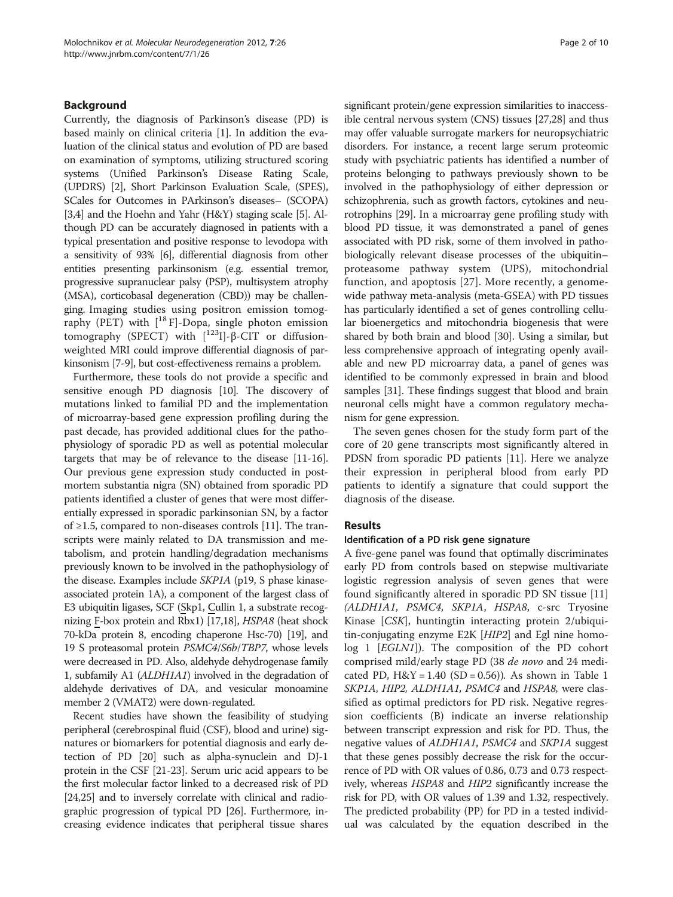## Background

Currently, the diagnosis of Parkinson's disease (PD) is based mainly on clinical criteria [1]. In addition the evaluation of the clinical status and evolution of PD are based on examination of symptoms, utilizing structured scoring systems (Unified Parkinson's Disease Rating Scale, (UPDRS) [2], Short Parkinson Evaluation Scale, (SPES), SCales for Outcomes in PArkinson's diseases– (SCOPA) [3,4] and the Hoehn and Yahr (H&Y) staging scale [5]. Although PD can be accurately diagnosed in patients with a typical presentation and positive response to levodopa with a sensitivity of 93% [6], differential diagnosis from other entities presenting parkinsonism (e.g. essential tremor, progressive supranuclear palsy (PSP), multisystem atrophy (MSA), corticobasal degeneration (CBD)) may be challenging. Imaging studies using positron emission tomography (PET) with [$^{18}$F]-Dopa, single photon emission tomography (SPECT) with [$^{123}$I]-β-CIT or diffusion-weighted MRI could improve differential diagnosis of parkinsonism [7-9], but cost-effectiveness remains a problem.

Furthermore, these tools do not provide a specific and sensitive enough PD diagnosis [10]. The discovery of mutations linked to familial PD and the implementation of microarray-based gene expression profiling during the past decade, has provided additional clues for the pathophysiology of sporadic PD as well as potential molecular targets that may be of relevance to the disease [11-16]. Our previous gene expression study conducted in postmortem substantia nigra (SN) obtained from sporadic PD patients identified a cluster of genes that were most differentially expressed in sporadic parkinsonian SN, by a factor of ≥1.5, compared to non-diseases controls [11]. The transcripts were mainly related to DA transmission and metabolism, and protein handling/degradation mechanisms previously known to be involved in the pathophysiology of the disease. Examples include *SKP1A* (p19, S phase kinase-associated protein 1A), a component of the largest class of E3 ubiquitin ligases, SCF (Skp1, Cullin 1, a substrate recognizing F-box protein and Rbx1) [17,18], *HSPA8* (heat shock 70-kDa protein 8, encoding chaperone Hsc-70) [19], and 19 S proteasomal protein *PSMC4*/*S6b*/*TBP7*, whose levels were decreased in PD. Also, aldehyde dehydrogenase family 1, subfamily A1 (*ALDH1A1*) involved in the degradation of aldehyde derivatives of DA, and vesicular monoamine member 2 (VMAT2) were down-regulated.

Recent studies have shown the feasibility of studying peripheral (cerebrospinal fluid (CSF), blood and urine) signatures or biomarkers for potential diagnosis and early detection of PD [20] such as alpha-synuclein and DJ-1 protein in the CSF [21-23]. Serum uric acid appears to be the first molecular factor linked to a decreased risk of PD [24,25] and to inversely correlate with clinical and radiographic progression of typical PD [26]. Furthermore, increasing evidence indicates that peripheral tissue shares significant protein/gene expression similarities to inaccessible central nervous system (CNS) tissues [27,28] and thus may offer valuable surrogate markers for neuropsychiatric disorders. For instance, a recent large serum proteomic study with psychiatric patients has identified a number of proteins belonging to pathways previously shown to be involved in the pathophysiology of either depression or schizophrenia, such as growth factors, cytokines and neurotrophins [29]. In a microarray gene profiling study with blood PD tissue, it was demonstrated a panel of genes associated with PD risk, some of them involved in pathobiologically relevant disease processes of the ubiquitin–proteasome pathway system (UPS), mitochondrial function, and apoptosis [27]. More recently, a genome-wide pathway meta-analysis (meta-GSEA) with PD tissues has particularly identified a set of genes controlling cellular bioenergetics and mitochondria biogenesis that were shared by both brain and blood [30]. Using a similar, but less comprehensive approach of integrating openly available and new PD microarray data, a panel of genes was identified to be commonly expressed in brain and blood samples [31]. These findings suggest that blood and brain neuronal cells might have a common regulatory mechanism for gene expression.

The seven genes chosen for the study form part of the core of 20 gene transcripts most significantly altered in PDSN from sporadic PD patients [11]. Here we analyze their expression in peripheral blood from early PD patients to identify a signature that could support the diagnosis of the disease.

## Results

### Identification of a PD risk gene signature

A five-gene panel was found that optimally discriminates early PD from controls based on stepwise multivariate logistic regression analysis of seven genes that were found significantly altered in sporadic PD SN tissue [11] (*ALDH1A1*, *PSMC4*, *SKP1A*, *HSPA8*, c-src Tryosine Kinase [*CSK*], huntingtin interacting protein 2/ubiquitin-conjugating enzyme E2K [*HIP2*] and Egl nine homolog 1 [*EGLN1*]). The composition of the PD cohort comprised mild/early stage PD (38 *de novo* and 24 medicated PD, H&Y = 1.40 (SD = 0.56)). As shown in Table 1 *SKP1A, HIP2, ALDH1A1, PSMC4* and *HSPA8,* were classified as optimal predictors for PD risk. Negative regression coefficients (B) indicate an inverse relationship between transcript expression and risk for PD. Thus, the negative values of *ALDH1A1*, *PSMC4* and *SKP1A* suggest that these genes possibly decrease the risk for the occurrence of PD with OR values of 0.86, 0.73 and 0.73 respectively, whereas *HSPA8* and *HIP2* significantly increase the risk for PD, with OR values of 1.39 and 1.32, respectively. The predicted probability (PP) for PD in a tested individual was calculated by the equation described in the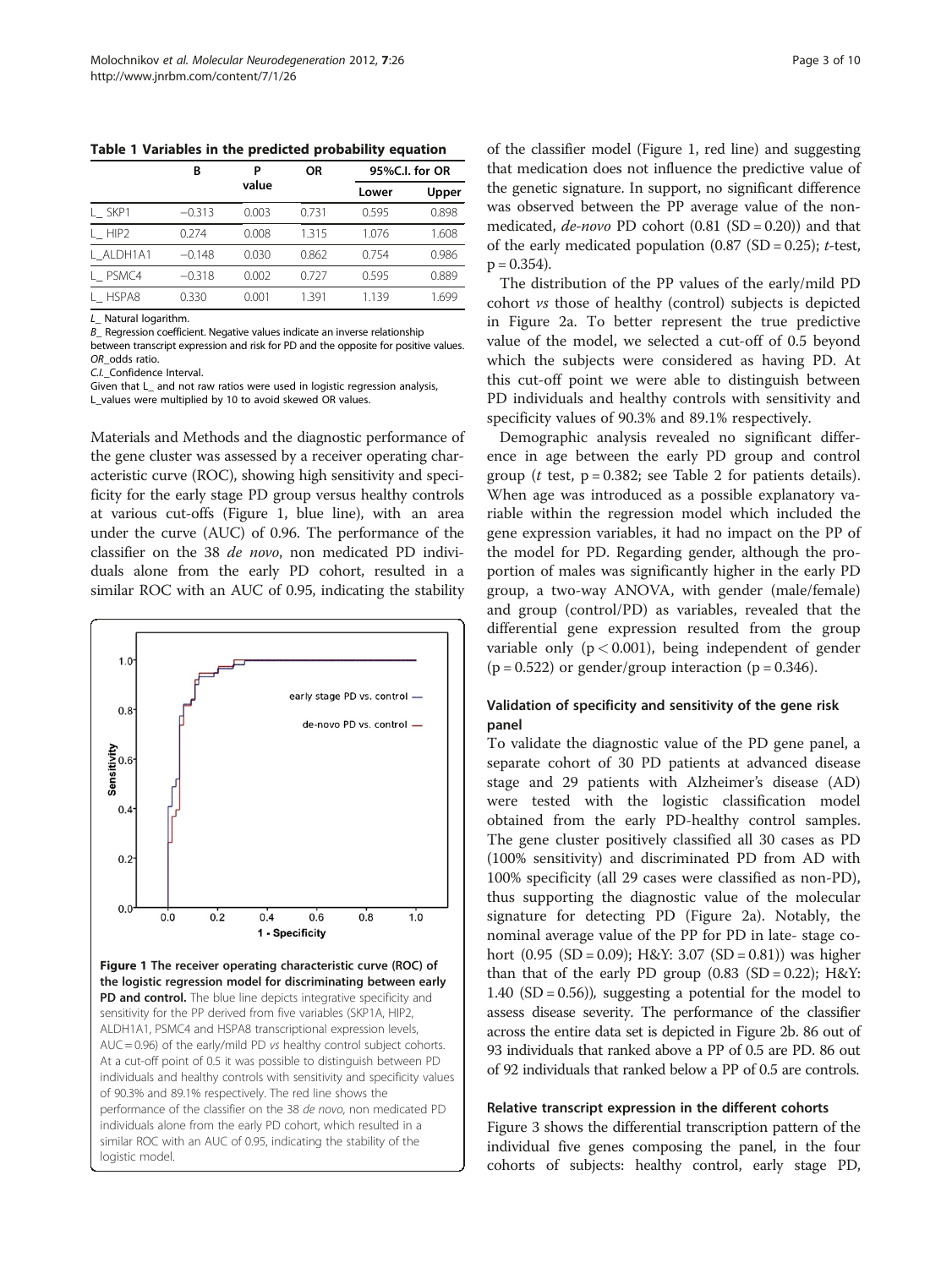**Table 1 Variables in the predicted probability equation**

| | B | P value | OR | 95%C.I. for OR | |
|---|---|---|---|---|---|
| | | | | Lower | Upper |
| L_ SKP1 | −0.313 | 0.003 | 0.731 | 0.595 | 0.898 |
| L_ HIP2 | 0.274 | 0.008 | 1.315 | 1.076 | 1.608 |
| L_ALDH1A1 | −0.148 | 0.030 | 0.862 | 0.754 | 0.986 |
| L_ PSMC4 | −0.318 | 0.002 | 0.727 | 0.595 | 0.889 |
| L_ HSPA8 | 0.330 | 0.001 | 1.391 | 1.139 | 1.699 |

*L_* Natural logarithm.
*B_* Regression coefficient. Negative values indicate an inverse relationship between transcript expression and risk for PD and the opposite for positive values.
*OR_*odds ratio.
*C.I.*_Confidence Interval.
Given that L_ and not raw ratios were used in logistic regression analysis, L_values were multiplied by 10 to avoid skewed OR values.

Materials and Methods and the diagnostic performance of the gene cluster was assessed by a receiver operating characteristic curve (ROC), showing high sensitivity and specificity for the early stage PD group versus healthy controls at various cut-offs (Figure 1, blue line), with an area under the curve (AUC) of 0.96. The performance of the classifier on the 38 *de novo*, non medicated PD individuals alone from the early PD cohort, resulted in a similar ROC with an AUC of 0.95, indicating the stability of the classifier model (Figure 1, red line) and suggesting that medication does not influence the predictive value of the genetic signature. In support, no significant difference was observed between the PP average value of the non-medicated, *de-novo* PD cohort (0.81 (SD = 0.20)) and that of the early medicated population (0.87 (SD = 0.25); *t*-test, $p = 0.354$).

**Figure 1 The receiver operating characteristic curve (ROC) of the logistic regression model for discriminating between early PD and control.** The blue line depicts integrative specificity and sensitivity for the PP derived from five variables (SKP1A, HIP2, ALDH1A1, PSMC4 and HSPA8 transcriptional expression levels, AUC = 0.96) of the early/mild PD *vs* healthy control subject cohorts. At a cut-off point of 0.5 it was possible to distinguish between PD individuals and healthy controls with sensitivity and specificity values of 90.3% and 89.1% respectively. The red line shows the performance of the classifier on the 38 *de novo*, non medicated PD individuals alone from the early PD cohort, which resulted in a similar ROC with an AUC of 0.95, indicating the stability of the logistic model.

The distribution of the PP values of the early/mild PD cohort *vs* those of healthy (control) subjects is depicted in Figure 2a. To better represent the true predictive value of the model, we selected a cut-off of 0.5 beyond which the subjects were considered as having PD. At this cut-off point we were able to distinguish between PD individuals and healthy controls with sensitivity and specificity values of 90.3% and 89.1% respectively.

Demographic analysis revealed no significant difference in age between the early PD group and control group (*t* test, $p = 0.382$; see Table 2 for patients details). When age was introduced as a possible explanatory variable within the regression model which included the gene expression variables, it had no impact on the PP of the model for PD. Regarding gender, although the proportion of males was significantly higher in the early PD group, a two-way ANOVA, with gender (male/female) and group (control/PD) as variables, revealed that the differential gene expression resulted from the group variable only ($p < 0.001$), being independent of gender ($p = 0.522$) or gender/group interaction ($p = 0.346$).

### Validation of specificity and sensitivity of the gene risk panel

To validate the diagnostic value of the PD gene panel, a separate cohort of 30 PD patients at advanced disease stage and 29 patients with Alzheimer's disease (AD) were tested with the logistic classification model obtained from the early PD-healthy control samples. The gene cluster positively classified all 30 cases as PD (100% sensitivity) and discriminated PD from AD with 100% specificity (all 29 cases were classified as non-PD), thus supporting the diagnostic value of the molecular signature for detecting PD (Figure 2a). Notably, the nominal average value of the PP for PD in late- stage cohort (0.95 (SD = 0.09); H&Y: 3.07 (SD = 0.81)) was higher than that of the early PD group (0.83 (SD = 0.22); H&Y: 1.40 (SD = 0.56)), suggesting a potential for the model to assess disease severity. The performance of the classifier across the entire data set is depicted in Figure 2b. 86 out of 93 individuals that ranked above a PP of 0.5 are PD. 86 out of 92 individuals that ranked below a PP of 0.5 are controls.

### Relative transcript expression in the different cohorts

Figure 3 shows the differential transcription pattern of the individual five genes composing the panel, in the four cohorts of subjects: healthy control, early stage PD,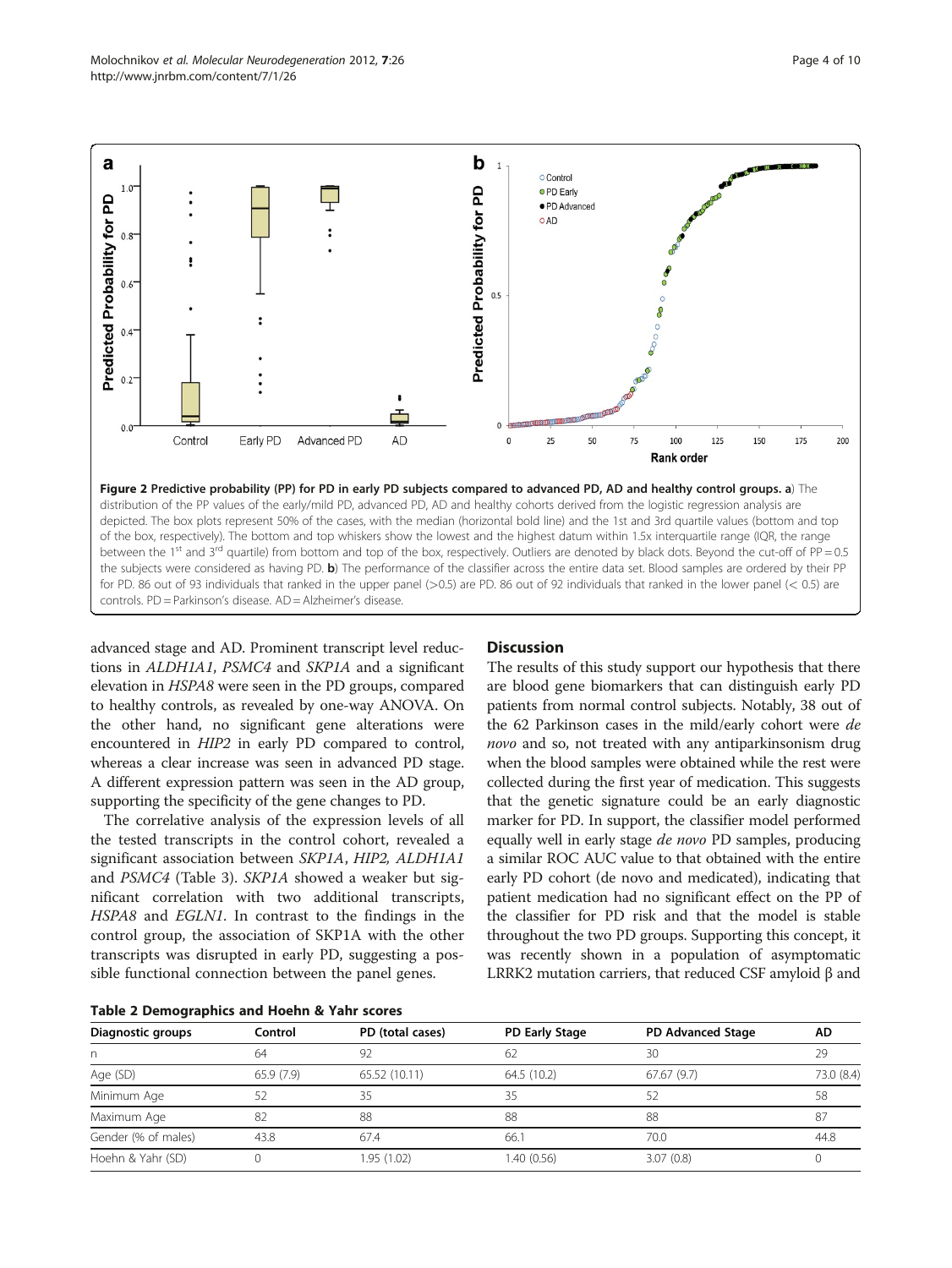**Figure 2 Predictive probability (PP) for PD in early PD subjects compared to advanced PD, AD and healthy control groups. a**) The distribution of the PP values of the early/mild PD, advanced PD, AD and healthy cohorts derived from the logistic regression analysis are depicted. The box plots represent 50% of the cases, with the median (horizontal bold line) and the 1st and 3rd quartile values (bottom and top of the box, respectively). The bottom and top whiskers show the lowest and the highest datum within 1.5x interquartile range (IQR, the range between the 1[st] and 3[rd] quartile) from bottom and top of the box, respectively. Outliers are denoted by black dots. Beyond the cut-off of PP = 0.5 the subjects were considered as having PD. **b**) The performance of the classifier across the entire data set. Blood samples are ordered by their PP for PD. 86 out of 93 individuals that ranked in the upper panel (>0.5) are PD. 86 out of 92 individuals that ranked in the lower panel (< 0.5) are controls. PD = Parkinson's disease. AD = Alzheimer's disease.

advanced stage and AD. Prominent transcript level reductions in *ALDH1A1*, *PSMC4* and *SKP1A* and a significant elevation in *HSPA8* were seen in the PD groups, compared to healthy controls, as revealed by one-way ANOVA. On the other hand, no significant gene alterations were encountered in *HIP2* in early PD compared to control, whereas a clear increase was seen in advanced PD stage. A different expression pattern was seen in the AD group, supporting the specificity of the gene changes to PD.

The correlative analysis of the expression levels of all the tested transcripts in the control cohort, revealed a significant association between *SKP1A*, *HIP2*, *ALDH1A1* and *PSMC4* (Table 3). *SKP1A* showed a weaker but significant correlation with two additional transcripts, *HSPA8* and *EGLN1*. In contrast to the findings in the control group, the association of SKP1A with the other transcripts was disrupted in early PD, suggesting a possible functional connection between the panel genes.

**Table 2 Demographics and Hoehn & Yahr scores**

| Diagnostic groups | Control | PD (total cases) | PD Early Stage | PD Advanced Stage | AD |
|---|---|---|---|---|---|
| n | 64 | 92 | 62 | 30 | 29 |
| Age (SD) | 65.9 (7.9) | 65.52 (10.11) | 64.5 (10.2) | 67.67 (9.7) | 73.0 (8.4) |
| Minimum Age | 52 | 35 | 35 | 52 | 58 |
| Maximum Age | 82 | 88 | 88 | 88 | 87 |
| Gender (% of males) | 43.8 | 67.4 | 66.1 | 70.0 | 44.8 |
| Hoehn & Yahr (SD) | 0 | 1.95 (1.02) | 1.40 (0.56) | 3.07 (0.8) | 0 |

## Discussion

The results of this study support our hypothesis that there are blood gene biomarkers that can distinguish early PD patients from normal control subjects. Notably, 38 out of the 62 Parkinson cases in the mild/early cohort were *de novo* and so, not treated with any antiparkinsonism drug when the blood samples were obtained while the rest were collected during the first year of medication. This suggests that the genetic signature could be an early diagnostic marker for PD. In support, the classifier model performed equally well in early stage *de novo* PD samples, producing a similar ROC AUC value to that obtained with the entire early PD cohort (de novo and medicated), indicating that patient medication had no significant effect on the PP of the classifier for PD risk and that the model is stable throughout the two PD groups. Supporting this concept, it was recently shown in a population of asymptomatic LRRK2 mutation carriers, that reduced CSF amyloid β and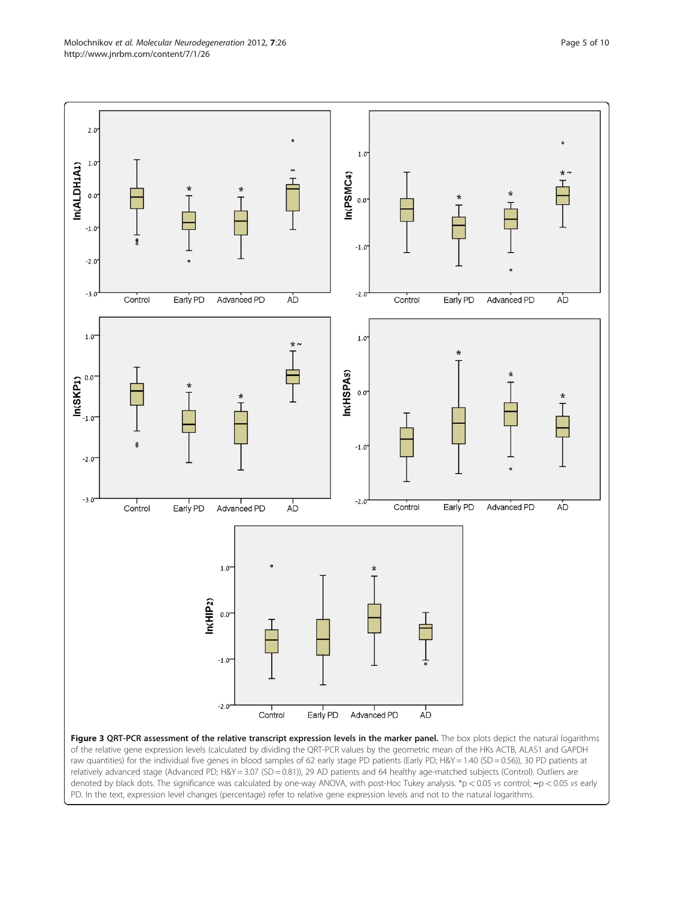**Figure 3 QRT-PCR assessment of the relative transcript expression levels in the marker panel.** The box plots depict the natural logarithms of the relative gene expression levels (calculated by dividing the QRT-PCR values by the geometric mean of the HKs ACTB, ALAS1 and GAPDH raw quantities) for the individual five genes in blood samples of 62 early stage PD patients (Early PD; H&Y = 1.40 (SD = 0.56)), 30 PD patients at relatively advanced stage (Advanced PD; H&Y = 3.07 (SD = 0.81)), 29 AD patients and 64 healthy age-matched subjects (Control). Outliers are denoted by black dots. The significance was calculated by one-way ANOVA, with post-Hoc Tukey analysis. *$p < 0.05$ *vs* control; ~$p < 0.05$ *vs* early PD. In the text, expression level changes (percentage) refer to relative gene expression levels and not to the natural logarithms.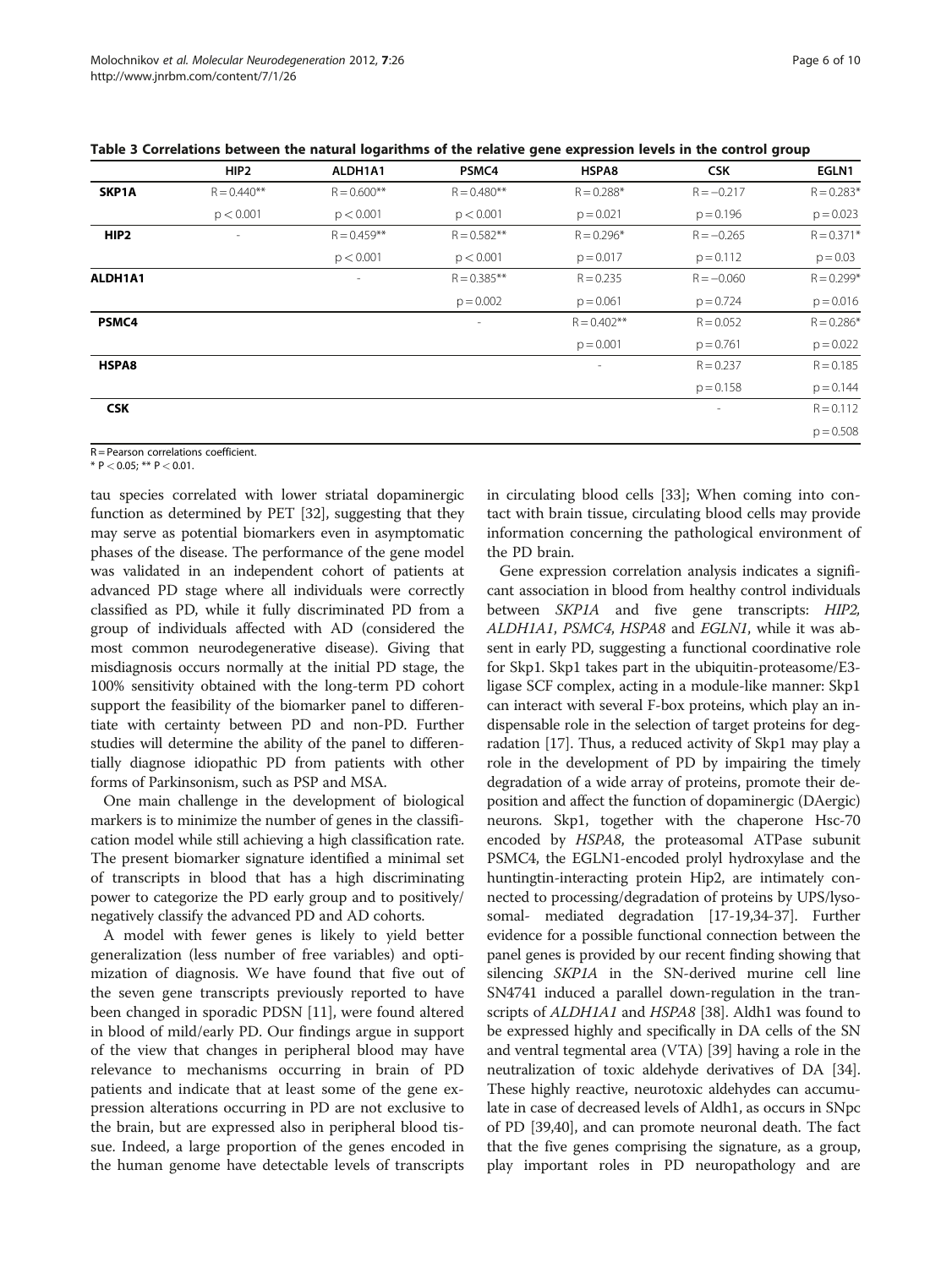**Table 3 Correlations between the natural logarithms of the relative gene expression levels in the control group**

| | HIP2 | ALDH1A1 | PSMC4 | HSPA8 | CSK | EGLN1 |
|---|---|---|---|---|---|---|
| **SKP1A** | R = 0.440** | R = 0.600** | R = 0.480** | R = 0.288* | R = −0.217 | R = 0.283* |
| | p < 0.001 | p < 0.001 | p < 0.001 | p = 0.021 | p = 0.196 | p = 0.023 |
| **HIP2** | - | R = 0.459** | R = 0.582** | R = 0.296* | R = −0.265 | R = 0.371* |
| | | p < 0.001 | p < 0.001 | p = 0.017 | p = 0.112 | p = 0.03 |
| **ALDH1A1** | | - | R = 0.385** | R = 0.235 | R = −0.060 | R = 0.299* |
| | | | p = 0.002 | p = 0.061 | p = 0.724 | p = 0.016 |
| **PSMC4** | | | - | R = 0.402** | R = 0.052 | R = 0.286* |
| | | | | p = 0.001 | p = 0.761 | p = 0.022 |
| **HSPA8** | | | | - | R = 0.237 | R = 0.185 |
| | | | | | p = 0.158 | p = 0.144 |
| **CSK** | | | | | - | R = 0.112 |
| | | | | | | p = 0.508 |

R = Pearson correlations coefficient.
* $P < 0.05$; ** $P < 0.01$.

tau species correlated with lower striatal dopaminergic function as determined by PET [32], suggesting that they may serve as potential biomarkers even in asymptomatic phases of the disease. The performance of the gene model was validated in an independent cohort of patients at advanced PD stage where all individuals were correctly classified as PD, while it fully discriminated PD from a group of individuals affected with AD (considered the most common neurodegenerative disease). Giving that misdiagnosis occurs normally at the initial PD stage, the 100% sensitivity obtained with the long-term PD cohort support the feasibility of the biomarker panel to differentiate with certainty between PD and non-PD. Further studies will determine the ability of the panel to differentially diagnose idiopathic PD from patients with other forms of Parkinsonism, such as PSP and MSA.

One main challenge in the development of biological markers is to minimize the number of genes in the classification model while still achieving a high classification rate. The present biomarker signature identified a minimal set of transcripts in blood that has a high discriminating power to categorize the PD early group and to positively/negatively classify the advanced PD and AD cohorts.

A model with fewer genes is likely to yield better generalization (less number of free variables) and optimization of diagnosis. We have found that five out of the seven gene transcripts previously reported to have been changed in sporadic PDSN [11], were found altered in blood of mild/early PD. Our findings argue in support of the view that changes in peripheral blood may have relevance to mechanisms occurring in brain of PD patients and indicate that at least some of the gene expression alterations occurring in PD are not exclusive to the brain, but are expressed also in peripheral blood tissue. Indeed, a large proportion of the genes encoded in the human genome have detectable levels of transcripts in circulating blood cells [33]; When coming into contact with brain tissue, circulating blood cells may provide information concerning the pathological environment of the PD brain.

Gene expression correlation analysis indicates a significant association in blood from healthy control individuals between *SKP1A* and five gene transcripts: *HIP2*, *ALDH1A1*, *PSMC4*, *HSPA8* and *EGLN1*, while it was absent in early PD, suggesting a functional coordinative role for Skp1. Skp1 takes part in the ubiquitin-proteasome/E3-ligase SCF complex, acting in a module-like manner: Skp1 can interact with several F-box proteins, which play an indispensable role in the selection of target proteins for degradation [17]. Thus, a reduced activity of Skp1 may play a role in the development of PD by impairing the timely degradation of a wide array of proteins, promote their deposition and affect the function of dopaminergic (DAergic) neurons. Skp1, together with the chaperone Hsc-70 encoded by *HSPA8*, the proteasomal ATPase subunit PSMC4, the EGLN1-encoded prolyl hydroxylase and the huntingtin-interacting protein Hip2, are intimately connected to processing/degradation of proteins by UPS/lysosomal- mediated degradation [17-19,34-37]. Further evidence for a possible functional connection between the panel genes is provided by our recent finding showing that silencing *SKP1A* in the SN-derived murine cell line SN4741 induced a parallel down-regulation in the transcripts of *ALDH1A1* and *HSPA8* [38]. Aldh1 was found to be expressed highly and specifically in DA cells of the SN and ventral tegmental area (VTA) [39] having a role in the neutralization of toxic aldehyde derivatives of DA [34]. These highly reactive, neurotoxic aldehydes can accumulate in case of decreased levels of Aldh1, as occurs in SNpc of PD [39,40], and can promote neuronal death. The fact that the five genes comprising the signature, as a group, play important roles in PD neuropathology and are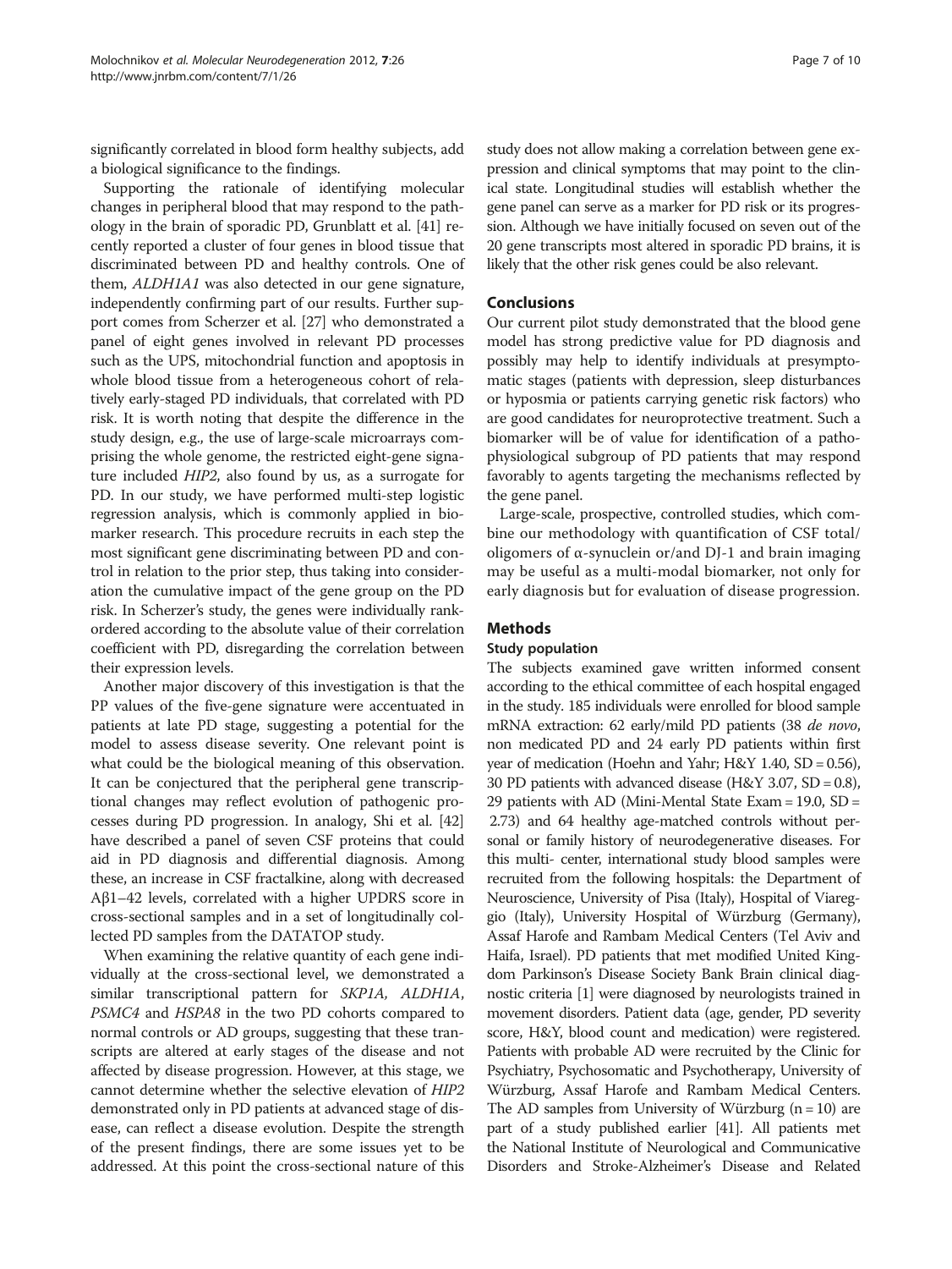significantly correlated in blood form healthy subjects, add a biological significance to the findings.

Supporting the rationale of identifying molecular changes in peripheral blood that may respond to the pathology in the brain of sporadic PD, Grunblatt et al. [41] recently reported a cluster of four genes in blood tissue that discriminated between PD and healthy controls. One of them, *ALDH1A1* was also detected in our gene signature, independently confirming part of our results. Further support comes from Scherzer et al. [27] who demonstrated a panel of eight genes involved in relevant PD processes such as the UPS, mitochondrial function and apoptosis in whole blood tissue from a heterogeneous cohort of relatively early-staged PD individuals, that correlated with PD risk. It is worth noting that despite the difference in the study design, e.g., the use of large-scale microarrays comprising the whole genome, the restricted eight-gene signature included *HIP2*, also found by us, as a surrogate for PD. In our study, we have performed multi-step logistic regression analysis, which is commonly applied in biomarker research. This procedure recruits in each step the most significant gene discriminating between PD and control in relation to the prior step, thus taking into consideration the cumulative impact of the gene group on the PD risk. In Scherzer's study, the genes were individually rank-ordered according to the absolute value of their correlation coefficient with PD, disregarding the correlation between their expression levels.

Another major discovery of this investigation is that the PP values of the five-gene signature were accentuated in patients at late PD stage, suggesting a potential for the model to assess disease severity. One relevant point is what could be the biological meaning of this observation. It can be conjectured that the peripheral gene transcriptional changes may reflect evolution of pathogenic processes during PD progression. In analogy, Shi et al. [42] have described a panel of seven CSF proteins that could aid in PD diagnosis and differential diagnosis. Among these, an increase in CSF fractalkine, along with decreased Aβ1–42 levels, correlated with a higher UPDRS score in cross-sectional samples and in a set of longitudinally collected PD samples from the DATATOP study.

When examining the relative quantity of each gene individually at the cross-sectional level, we demonstrated a similar transcriptional pattern for *SKP1A*, *ALDH1A*, *PSMC4* and *HSPA8* in the two PD cohorts compared to normal controls or AD groups, suggesting that these transcripts are altered at early stages of the disease and not affected by disease progression. However, at this stage, we cannot determine whether the selective elevation of *HIP2* demonstrated only in PD patients at advanced stage of disease, can reflect a disease evolution. Despite the strength of the present findings, there are some issues yet to be addressed. At this point the cross-sectional nature of this study does not allow making a correlation between gene expression and clinical symptoms that may point to the clinical state. Longitudinal studies will establish whether the gene panel can serve as a marker for PD risk or its progression. Although we have initially focused on seven out of the 20 gene transcripts most altered in sporadic PD brains, it is likely that the other risk genes could be also relevant.

## Conclusions

Our current pilot study demonstrated that the blood gene model has strong predictive value for PD diagnosis and possibly may help to identify individuals at presymptomatic stages (patients with depression, sleep disturbances or hyposmia or patients carrying genetic risk factors) who are good candidates for neuroprotective treatment. Such a biomarker will be of value for identification of a pathophysiological subgroup of PD patients that may respond favorably to agents targeting the mechanisms reflected by the gene panel.

Large-scale, prospective, controlled studies, which combine our methodology with quantification of CSF total/oligomers of α-synuclein or/and DJ-1 and brain imaging may be useful as a multi-modal biomarker, not only for early diagnosis but for evaluation of disease progression.

## Methods

### Study population

The subjects examined gave written informed consent according to the ethical committee of each hospital engaged in the study. 185 individuals were enrolled for blood sample mRNA extraction: 62 early/mild PD patients (38 *de novo*, non medicated PD and 24 early PD patients within first year of medication (Hoehn and Yahr; H&Y 1.40, SD = 0.56), 30 PD patients with advanced disease (H&Y 3.07, SD = 0.8), 29 patients with AD (Mini-Mental State Exam = 19.0, SD = 2.73) and 64 healthy age-matched controls without personal or family history of neurodegenerative diseases. For this multi- center, international study blood samples were recruited from the following hospitals: the Department of Neuroscience, University of Pisa (Italy), Hospital of Viareggio (Italy), University Hospital of Würzburg (Germany), Assaf Harofe and Rambam Medical Centers (Tel Aviv and Haifa, Israel). PD patients that met modified United Kingdom Parkinson's Disease Society Bank Brain clinical diagnostic criteria [1] were diagnosed by neurologists trained in movement disorders. Patient data (age, gender, PD severity score, H&Y, blood count and medication) were registered. Patients with probable AD were recruited by the Clinic for Psychiatry, Psychosomatic and Psychotherapy, University of Würzburg, Assaf Harofe and Rambam Medical Centers. The AD samples from University of Würzburg (n = 10) are part of a study published earlier [41]. All patients met the National Institute of Neurological and Communicative Disorders and Stroke-Alzheimer's Disease and Related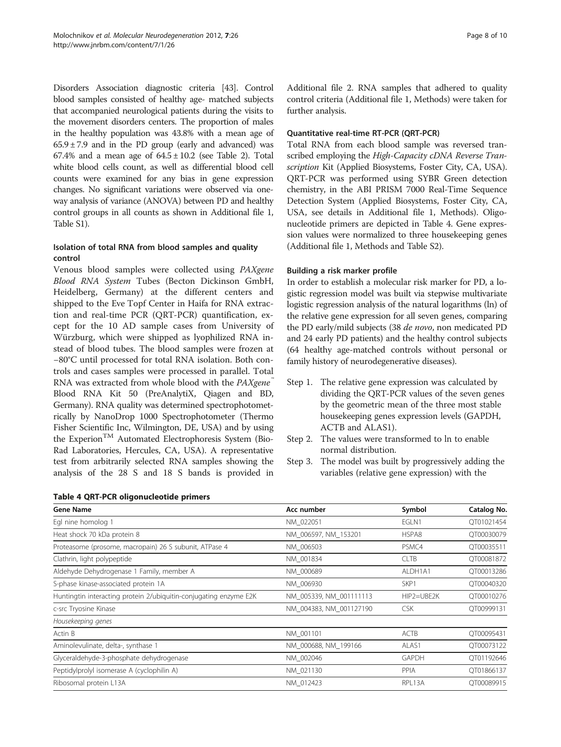Disorders Association diagnostic criteria [43]. Control blood samples consisted of healthy age- matched subjects that accompanied neurological patients during the visits to the movement disorders centers. The proportion of males in the healthy population was 43.8% with a mean age of $65.9 \pm 7.9$ and in the PD group (early and advanced) was 67.4% and a mean age of $64.5 \pm 10.2$ (see Table 2). Total white blood cells count, as well as differential blood cell counts were examined for any bias in gene expression changes. No significant variations were observed via one-way analysis of variance (ANOVA) between PD and healthy control groups in all counts as shown in Additional file 1, Table S1).

### Isolation of total RNA from blood samples and quality control

Venous blood samples were collected using *PAXgene Blood RNA System* Tubes (Becton Dickinson GmbH, Heidelberg, Germany) at the different centers and shipped to the Eve Topf Center in Haifa for RNA extraction and real-time PCR (QRT-PCR) quantification, except for the 10 AD sample cases from University of Würzburg, which were shipped as lyophilized RNA instead of blood tubes. The blood samples were frozen at −80°C until processed for total RNA isolation. Both controls and cases samples were processed in parallel. Total RNA was extracted from whole blood with the *PAXgene*™ Blood RNA Kit 50 (PreAnalytiX, Qiagen and BD, Germany). RNA quality was determined spectrophotometrically by NanoDrop 1000 Spectrophotometer (Thermo Fisher Scientific Inc, Wilmington, DE, USA) and by using the Experion™ Automated Electrophoresis System (Bio-Rad Laboratories, Hercules, CA, USA). A representative test from arbitrarily selected RNA samples showing the analysis of the 28 S and 18 S bands is provided in Additional file 2. RNA samples that adhered to quality control criteria (Additional file 1, Methods) were taken for further analysis.

### Quantitative real-time RT-PCR (QRT-PCR)

Total RNA from each blood sample was reversed transcribed employing the *High-Capacity cDNA Reverse Transcription* Kit (Applied Biosystems, Foster City, CA, USA). QRT-PCR was performed using SYBR Green detection chemistry, in the ABI PRISM 7000 Real-Time Sequence Detection System (Applied Biosystems, Foster City, CA, USA, see details in Additional file 1, Methods). Oligonucleotide primers are depicted in Table 4. Gene expression values were normalized to three housekeeping genes (Additional file 1, Methods and Table S2).

### Building a risk marker profile

In order to establish a molecular risk marker for PD, a logistic regression model was built via stepwise multivariate logistic regression analysis of the natural logarithms (ln) of the relative gene expression for all seven genes, comparing the PD early/mild subjects (38 *de novo*, non medicated PD and 24 early PD patients) and the healthy control subjects (64 healthy age-matched controls without personal or family history of neurodegenerative diseases).

- Step 1. The relative gene expression was calculated by dividing the QRT-PCR values of the seven genes by the geometric mean of the three most stable housekeeping genes expression levels (GAPDH, ACTB and ALAS1).
- Step 2. The values were transformed to ln to enable normal distribution.
- Step 3. The model was built by progressively adding the variables (relative gene expression) with the

**Table 4 QRT-PCR oligonucleotide primers**

| Gene Name | Acc number | Symbol | Catalog No. |
|---|---|---|---|
| Egl nine homolog 1 | NM_022051 | EGLN1 | QT01021454 |
| Heat shock 70 kDa protein 8 | NM_006597, NM_153201 | HSPA8 | QT00030079 |
| Proteasome (prosome, macropain) 26 S subunit, ATPase 4 | NM_006503 | PSMC4 | QT00035511 |
| Clathrin, light polypeptide | NM_001834 | CLTB | QT00081872 |
| Aldehyde Dehydrogenase 1 Family, member A | NM_000689 | ALDH1A1 | QT00013286 |
| S-phase kinase-associated protein 1A | NM_006930 | SKP1 | QT00040320 |
| Huntingtin interacting protein 2/ubiquitin-conjugating enzyme E2K | NM_005339, NM_001111113 | HIP2=UBE2K | QT00010276 |
| c-src Tryosine Kinase | NM_004383, NM_001127190 | CSK | QT00999131 |
| *Housekeeping genes* | | | |
| Actin B | NM_001101 | ACTB | QT00095431 |
| Aminolevulinate, delta-, synthase 1 | NM_000688, NM_199166 | ALAS1 | QT00073122 |
| Glyceraldehyde-3-phosphate dehydrogenase | NM_002046 | GAPDH | QT01192646 |
| Peptidylprolyl isomerase A (cyclophilin A) | NM_021130 | PPIA | QT01866137 |
| Ribosomal protein L13A | NM_012423 | RPL13A | QT00089915 |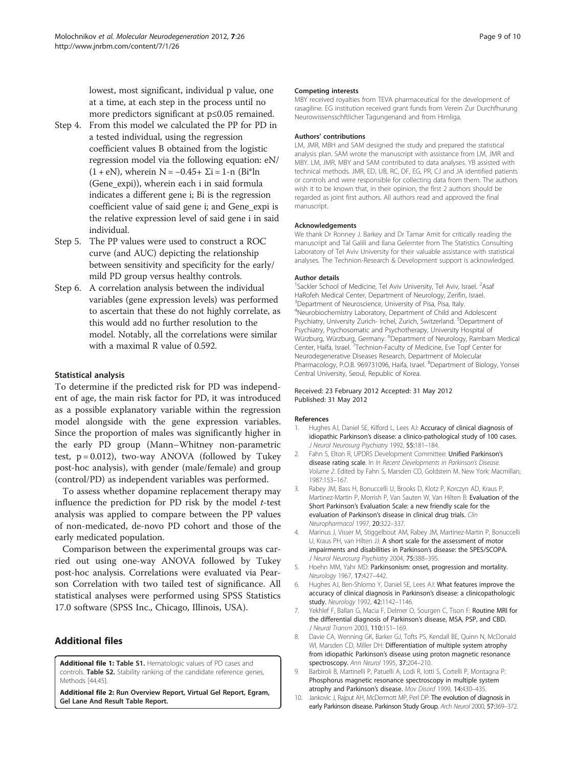lowest, most significant, individual p value, one at a time, at each step in the process until no more predictors significant at $p \leq 0.05$ remained.

Step 4. From this model we calculated the PP for PD in a tested individual, using the regression coefficient values B obtained from the logistic regression model via the following equation: $e^N/(1 + e^N)$, wherein $N = -0.45 + \Sigma_{i=1-n} (B_i * \ln(Gene\_exp_i))$, wherein each i in said formula indicates a different gene i; $B_i$ is the regression coefficient value of said gene i; and $Gene\_exp_i$ is the relative expression level of said gene i in said individual.

Step 5. The PP values were used to construct a ROC curve (and AUC) depicting the relationship between sensitivity and specificity for the early/mild PD group versus healthy controls.

Step 6. A correlation analysis between the individual variables (gene expression levels) was performed to ascertain that these do not highly correlate, as this would add no further resolution to the model. Notably, all the correlations were similar with a maximal R value of 0.592.

### Statistical analysis

To determine if the predicted risk for PD was independent of age, the main risk factor for PD, it was introduced as a possible explanatory variable within the regression model alongside with the gene expression variables. Since the proportion of males was significantly higher in the early PD group (Mann–Whitney non-parametric test, $p = 0.012$), two-way ANOVA (followed by Tukey post-hoc analysis), with gender (male/female) and group (control/PD) as independent variables was performed.

To assess whether dopamine replacement therapy may influence the prediction for PD risk by the model *t*-test analysis was applied to compare between the PP values of non-medicated, de-novo PD cohort and those of the early medicated population.

Comparison between the experimental groups was carried out using one-way ANOVA followed by Tukey post-hoc analysis. Correlations were evaluated via Pearson Correlation with two tailed test of significance. All statistical analyses were performed using SPSS Statistics 17.0 software (SPSS Inc., Chicago, Illinois, USA).

## Additional files

**Additional file 1: Table S1.** Hematologic values of PD cases and controls. **Table S2.** Stability ranking of the candidate reference genes, Methods [44,45].

**Additional file 2: Run Overview Report, Virtual Gel Report, Egram, Gel Lane And Result Table Report.**

#### Competing interests

MBY received royalties from TEVA pharmaceutical for the development of rasagiline. EG institution received grant funds from Verein Zur Durchfhurung Neurowissensschftlicher Tagungenand and from Hirnliga.

#### Authors' contributions

LM, JMR, MBH and SAM designed the study and prepared the statistical analysis plan. SAM wrote the manuscript with assistance from LM, JMR and MBY. LM, JMR, MBY and SAM contributed to data analyses. YB assisted with technical methods. JMR, ED, UB, RC, DF, EG, PR, CJ and JA identified patients or controls and were responsible for collecting data from them. The authors wish it to be known that, in their opinion, the first 2 authors should be regarded as joint first authors. All authors read and approved the final manuscript.

#### Acknowledgements

We thank Dr Ronney J. Barkey and Dr Tamar Amit for critically reading the manuscript and Tal Galili and Ilana Gelernter from The Statistics Consulting Laboratory of Tel Aviv University for their valuable assistance with statistical analyses. The Technion-Research & Development support is acknowledged.

#### Author details

[1]Sackler School of Medicine, Tel Aviv University, Tel Aviv, Israel. [2]Asaf HaRofeh Medical Center, Department of Neurology, Zerifin, Israel. [3]Department of Neuroscience, University of Pisa, Pisa, Italy. [4]Neurobiochemistry Laboratory, Department of Child and Adolescent Psychiatry, University Zurich- Irchel, Zurich, Switzerland. [5]Department of Psychiatry, Psychosomatic and Psychotherapy, University Hospital of Würzburg, Würzburg, Germany. [6]Department of Neurology, Rambam Medical Center, Haifa, Israel. [7]Technion-Faculty of Medicine, Eve Topf Center for Neurodegenerative Diseases Research, Department of Molecular Pharmacology, P.O.B. 969731096, Haifa, Israel. [8]Department of Biology, Yonsei Central University, Seoul, Republic of Korea.

Received: 23 February 2012 Accepted: 31 May 2012
Published: 31 May 2012

#### References

1. Hughes AJ, Daniel SE, Kilford L, Lees AJ: **Accuracy of clinical diagnosis of idiopathic Parkinson's disease: a clinico-pathological study of 100 cases.** *J Neurol Neurosurg Psychiatry* 1992, **55**:181–184.
2. Fahn S, Elton R, UPDRS Development Committee: **Unified Parkinson's disease rating scale.** In *In Recent Developments in Parkinson's Disease. Volume 2.* Edited by Fahn S, Marsden CD, Goldstein M. New York: Macmillan; 1987:153–167.
3. Rabey JM, Bass H, Bonuccelli U, Brooks D, Klotz P, Korczyn AD, Kraus P, Martinez-Martin P, Morrish P, Van Sauten W, Van Hilten B: **Evaluation of the Short Parkinson's Evaluation Scale: a new friendly scale for the evaluation of Parkinson's disease in clinical drug trials.** *Clin Neuropharmacol* 1997, **20**:322–337.
4. Marinus J, Visser M, Stiggelbout AM, Rabey JM, Martinez-Martin P, Bonuccelli U, Kraus PH, van Hilten JJ: **A short scale for the assessment of motor impairments and disabilities in Parkinson's disease: the SPES/SCOPA.** *J Neurol Neurosurg Psychiatry* 2004, **75**:388–395.
5. Hoehn MM, Yahr MD: **Parkinsonism: onset, progression and mortality.** *Neurology* 1967, **17**:427–442.
6. Hughes AJ, Ben-Shlomo Y, Daniel SE, Lees AJ: **What features improve the accuracy of clinical diagnosis in Parkinson's disease: a clinicopathologic study.** *Neurology* 1992, **42**:1142–1146.
7. Yekhlef F, Ballan G, Macia F, Delmer O, Sourgen C, Tison F: **Routine MRI for the differential diagnosis of Parkinson's disease, MSA, PSP, and CBD.** *J Neural Transm* 2003, **110**:151–169.
8. Davie CA, Wenning GK, Barker GJ, Tofts PS, Kendall BE, Quinn N, McDonald WI, Marsden CD, Miller DH: **Differentiation of multiple system atrophy from idiopathic Parkinson's disease using proton magnetic resonance spectroscopy.** *Ann Neurol* 1995, **37**:204–210.
9. Barbiroli B, Martinelli P, Patuelli A, Lodi R, Iotti S, Cortelli P, Montagna P: **Phosphorus magnetic resonance spectroscopy in multiple system atrophy and Parkinson's disease.** *Mov Disord* 1999, **14**:430–435.
10. Jankovic J, Rajput AH, McDermott MP, Perl DP: **The evolution of diagnosis in early Parkinson disease. Parkinson Study Group.** *Arch Neurol* 2000, **57**:369–372.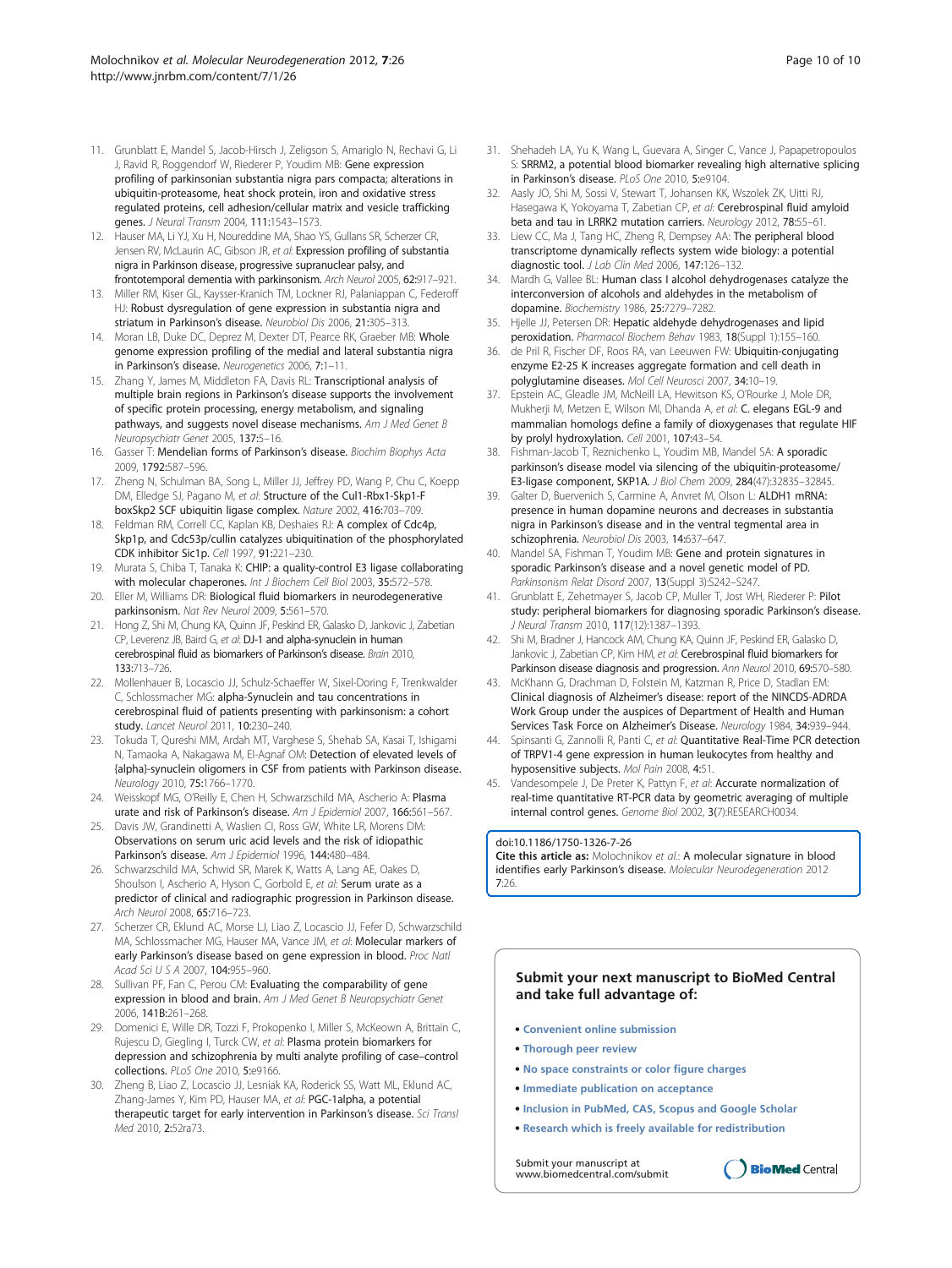11. Grunblatt E, Mandel S, Jacob-Hirsch J, Zeligson S, Amariglo N, Rechavi G, Li J, Ravid R, Roggendorf W, Riederer P, Youdim MB: **Gene expression profiling of parkinsonian substantia nigra pars compacta; alterations in ubiquitin-proteasome, heat shock protein, iron and oxidative stress regulated proteins, cell adhesion/cellular matrix and vesicle trafficking genes.** *J Neural Transm* 2004, **111**:1543–1573.
12. Hauser MA, Li YJ, Xu H, Noureddine MA, Shao YS, Gullans SR, Scherzer CR, Jensen RV, McLaurin AC, Gibson JR, *et al*: **Expression profiling of substantia nigra in Parkinson disease, progressive supranuclear palsy, and frontotemporal dementia with parkinsonism.** *Arch Neurol* 2005, **62**:917–921.
13. Miller RM, Kiser GL, Kaysser-Kranich TM, Lockner RJ, Palaniappan C, Federoff HJ: **Robust dysregulation of gene expression in substantia nigra and striatum in Parkinson's disease.** *Neurobiol Dis* 2006, **21**:305–313.
14. Moran LB, Duke DC, Deprez M, Dexter DT, Pearce RK, Graeber MB: **Whole genome expression profiling of the medial and lateral substantia nigra in Parkinson's disease.** *Neurogenetics* 2006, **7**:1–11.
15. Zhang Y, James M, Middleton FA, Davis RL: **Transcriptional analysis of multiple brain regions in Parkinson's disease supports the involvement of specific protein processing, energy metabolism, and signaling pathways, and suggests novel disease mechanisms.** *Am J Med Genet B Neuropsychiatr Genet* 2005, **137**:5–16.
16. Gasser T: **Mendelian forms of Parkinson's disease.** *Biochim Biophys Acta* 2009, **1792**:587–596.
17. Zheng N, Schulman BA, Song L, Miller JJ, Jeffrey PD, Wang P, Chu C, Koepp DM, Elledge SJ, Pagano M, *et al*: **Structure of the Cul1-Rbx1-Skp1-F boxSkp2 SCF ubiquitin ligase complex.** *Nature* 2002, **416**:703–709.
18. Feldman RM, Correll CC, Kaplan KB, Deshaies RJ: **A complex of Cdc4p, Skp1p, and Cdc53p/cullin catalyzes ubiquitination of the phosphorylated CDK inhibitor Sic1p.** *Cell* 1997, **91**:221–230.
19. Murata S, Chiba T, Tanaka K: **CHIP: a quality-control E3 ligase collaborating with molecular chaperones.** *Int J Biochem Cell Biol* 2003, **35**:572–578.
20. Eller M, Williams DR: **Biological fluid biomarkers in neurodegenerative parkinsonism.** *Nat Rev Neurol* 2009, **5**:561–570.
21. Hong Z, Shi M, Chung KA, Quinn JF, Peskind ER, Galasko D, Jankovic J, Zabetian CP, Leverenz JB, Baird G, *et al*: **DJ-1 and alpha-synuclein in human cerebrospinal fluid as biomarkers of Parkinson's disease.** *Brain* 2010, **133**:713–726.
22. Mollenhauer B, Locascio JJ, Schulz-Schaeffer W, Sixel-Doring F, Trenkwalder C, Schlossmacher MG: **alpha-Synuclein and tau concentrations in cerebrospinal fluid of patients presenting with parkinsonism: a cohort study.** *Lancet Neurol* 2011, **10**:230–240.
23. Tokuda T, Qureshi MM, Ardah MT, Varghese S, Shehab SA, Kasai T, Ishigami N, Tamaoka A, Nakagawa M, El-Agnaf OM: **Detection of elevated levels of {alpha}-synuclein oligomers in CSF from patients with Parkinson disease.** *Neurology* 2010, **75**:1766–1770.
24. Weisskopf MG, O'Reilly E, Chen H, Schwarzschild MA, Ascherio A: **Plasma urate and risk of Parkinson's disease.** *Am J Epidemiol* 2007, **166**:561–567.
25. Davis JW, Grandinetti A, Waslien CI, Ross GW, White LR, Morens DM: **Observations on serum uric acid levels and the risk of idiopathic Parkinson's disease.** *Am J Epidemiol* 1996, **144**:480–484.
26. Schwarzschild MA, Schwid SR, Marek K, Watts A, Lang AE, Oakes D, Shoulson I, Ascherio A, Hyson C, Gorbold E, *et al*: **Serum urate as a predictor of clinical and radiographic progression in Parkinson disease.** *Arch Neurol* 2008, **65**:716–723.
27. Scherzer CR, Eklund AC, Morse LJ, Liao Z, Locascio JJ, Fefer D, Schwarzschild MA, Schlossmacher MG, Hauser MA, Vance JM, *et al*: **Molecular markers of early Parkinson's disease based on gene expression in blood.** *Proc Natl Acad Sci U S A* 2007, **104**:955–960.
28. Sullivan PF, Fan C, Perou CM: **Evaluating the comparability of gene expression in blood and brain.** *Am J Med Genet B Neuropsychiatr Genet* 2006, **141B**:261–268.
29. Domenici E, Wille DR, Tozzi F, Prokopenko I, Miller S, McKeown A, Brittain C, Rujescu D, Giegling I, Turck CW, *et al*: **Plasma protein biomarkers for depression and schizophrenia by multi analyte profiling of case–control collections.** *PLoS One* 2010, **5**:e9166.
30. Zheng B, Liao Z, Locascio JJ, Lesniak KA, Roderick SS, Watt ML, Eklund AC, Zhang-James Y, Kim PD, Hauser MA, *et al*: **PGC-1alpha, a potential therapeutic target for early intervention in Parkinson's disease.** *Sci Transl Med* 2010, **2**:52ra73.
31. Shehadeh LA, Yu K, Wang L, Guevara A, Singer C, Vance J, Papapetropoulos S: **SRRM2, a potential blood biomarker revealing high alternative splicing in Parkinson's disease.** *PLoS One* 2010, **5**:e9104.
32. Aasly JO, Shi M, Sossi V, Stewart T, Johansen KK, Wszolek ZK, Uitti RJ, Hasegawa K, Yokoyama T, Zabetian CP, *et al*: **Cerebrospinal fluid amyloid beta and tau in LRRK2 mutation carriers.** *Neurology* 2012, **78**:55–61.
33. Liew CC, Ma J, Tang HC, Zheng R, Dempsey AA: **The peripheral blood transcriptome dynamically reflects system wide biology: a potential diagnostic tool.** *J Lab Clin Med* 2006, **147**:126–132.
34. Mardh G, Vallee BL: **Human class I alcohol dehydrogenases catalyze the interconversion of alcohols and aldehydes in the metabolism of dopamine.** *Biochemistry* 1986, **25**:7279–7282.
35. Hjelle JJ, Petersen DR: **Hepatic aldehyde dehydrogenases and lipid peroxidation.** *Pharmacol Biochem Behav* 1983, **18**(Suppl 1):155–160.
36. de Pril R, Fischer DF, Roos RA, van Leeuwen FW: **Ubiquitin-conjugating enzyme E2-25 K increases aggregate formation and cell death in polyglutamine diseases.** *Mol Cell Neurosci* 2007, **34**:10–19.
37. Epstein AC, Gleadle JM, McNeill LA, Hewitson KS, O'Rourke J, Mole DR, Mukherji M, Metzen E, Wilson MI, Dhanda A, *et al*: **C. elegans EGL-9 and mammalian homologs define a family of dioxygenases that regulate HIF by prolyl hydroxylation.** *Cell* 2001, **107**:43–54.
38. Fishman-Jacob T, Reznichenko L, Youdim MB, Mandel SA: **A sporadic parkinson's disease model via silencing of the ubiquitin-proteasome/E3-ligase component, SKP1A.** *J Biol Chem* 2009, **284**(47):32835–32845.
39. Galter D, Buervenich S, Carmine A, Anvret M, Olson L: **ALDH1 mRNA: presence in human dopamine neurons and decreases in substantia nigra in Parkinson's disease and in the ventral tegmental area in schizophrenia.** *Neurobiol Dis* 2003, **14**:637–647.
40. Mandel SA, Fishman T, Youdim MB: **Gene and protein signatures in sporadic Parkinson's disease and a novel genetic model of PD.** *Parkinsonism Relat Disord* 2007, **13**(Suppl 3):S242–S247.
41. Grunblatt E, Zehetmayer S, Jacob CP, Muller T, Jost WH, Riederer P: **Pilot study: peripheral biomarkers for diagnosing sporadic Parkinson's disease.** *J Neural Transm* 2010, **117**(12):1387–1393.
42. Shi M, Bradner J, Hancock AM, Chung KA, Quinn JF, Peskind ER, Galasko D, Jankovic J, Zabetian CP, Kim HM, *et al*: **Cerebrospinal fluid biomarkers for Parkinson disease diagnosis and progression.** *Ann Neurol* 2010, **69**:570–580.
43. McKhann G, Drachman D, Folstein M, Katzman R, Price D, Stadlan EM: **Clinical diagnosis of Alzheimer's disease: report of the NINCDS-ADRDA Work Group under the auspices of Department of Health and Human Services Task Force on Alzheimer's Disease.** *Neurology* 1984, **34**:939–944.
44. Spinsanti G, Zannolli R, Panti C, *et al*: **Quantitative Real-Time PCR detection of TRPV1-4 gene expression in human leukocytes from healthy and hyposensitive subjects.** *Mol Pain* 2008, **4**:51.
45. Vandesompele J, De Preter K, Pattyn F, *et al*: **Accurate normalization of real-time quantitative RT-PCR data by geometric averaging of multiple internal control genes.** *Genome Biol* 2002, **3**(7):RESEARCH0034.

doi:10.1186/1750-1326-7-26

**Cite this article as:** Molochnikov *et al.*: A molecular signature in blood identifies early Parkinson's disease. *Molecular Neurodegeneration* 2012 **7**:26.

**Submit your next manuscript to BioMed Central and take full advantage of:**

- **Convenient online submission**
- **Thorough peer review**
- **No space constraints or color figure charges**
- **Immediate publication on acceptance**
- **Inclusion in PubMed, CAS, Scopus and Google Scholar**
- **Research which is freely available for redistribution**

Submit your manuscript at www.biomedcentral.com/submit

BioMed Central